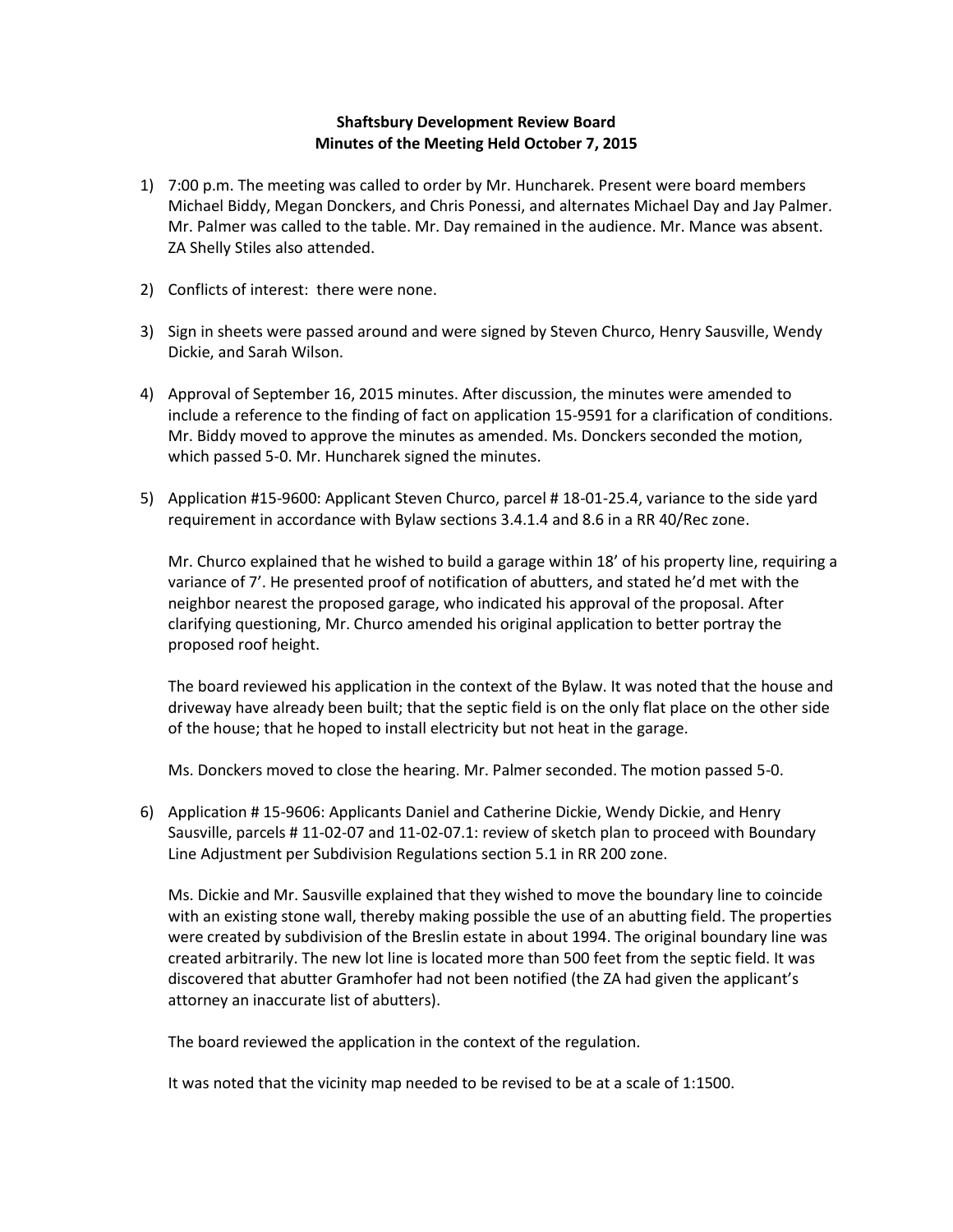**Shaftsbury Development Review Board**
**Minutes of the Meeting Held October 7, 2015**

1) 7:00 p.m. The meeting was called to order by Mr. Huncharek. Present were board members Michael Biddy, Megan Donckers, and Chris Ponessi, and alternates Michael Day and Jay Palmer. Mr. Palmer was called to the table. Mr. Day remained in the audience. Mr. Mance was absent. ZA Shelly Stiles also attended.

2) Conflicts of interest: there were none.

3) Sign in sheets were passed around and were signed by Steven Churco, Henry Sausville, Wendy Dickie, and Sarah Wilson.

4) Approval of September 16, 2015 minutes. After discussion, the minutes were amended to include a reference to the finding of fact on application 15-9591 for a clarification of conditions. Mr. Biddy moved to approve the minutes as amended. Ms. Donckers seconded the motion, which passed 5-0. Mr. Huncharek signed the minutes.

5) Application #15-9600: Applicant Steven Churco, parcel # 18-01-25.4, variance to the side yard requirement in accordance with Bylaw sections 3.4.1.4 and 8.6 in a RR 40/Rec zone.

   Mr. Churco explained that he wished to build a garage within 18' of his property line, requiring a variance of 7'. He presented proof of notification of abutters, and stated he'd met with the neighbor nearest the proposed garage, who indicated his approval of the proposal. After clarifying questioning, Mr. Churco amended his original application to better portray the proposed roof height.

   The board reviewed his application in the context of the Bylaw. It was noted that the house and driveway have already been built; that the septic field is on the only flat place on the other side of the house; that he hoped to install electricity but not heat in the garage.

   Ms. Donckers moved to close the hearing. Mr. Palmer seconded. The motion passed 5-0.

6) Application # 15-9606: Applicants Daniel and Catherine Dickie, Wendy Dickie, and Henry Sausville, parcels # 11-02-07 and 11-02-07.1: review of sketch plan to proceed with Boundary Line Adjustment per Subdivision Regulations section 5.1 in RR 200 zone.

   Ms. Dickie and Mr. Sausville explained that they wished to move the boundary line to coincide with an existing stone wall, thereby making possible the use of an abutting field. The properties were created by subdivision of the Breslin estate in about 1994. The original boundary line was created arbitrarily. The new lot line is located more than 500 feet from the septic field. It was discovered that abutter Gramhofer had not been notified (the ZA had given the applicant's attorney an inaccurate list of abutters).

   The board reviewed the application in the context of the regulation.

   It was noted that the vicinity map needed to be revised to be at a scale of 1:1500.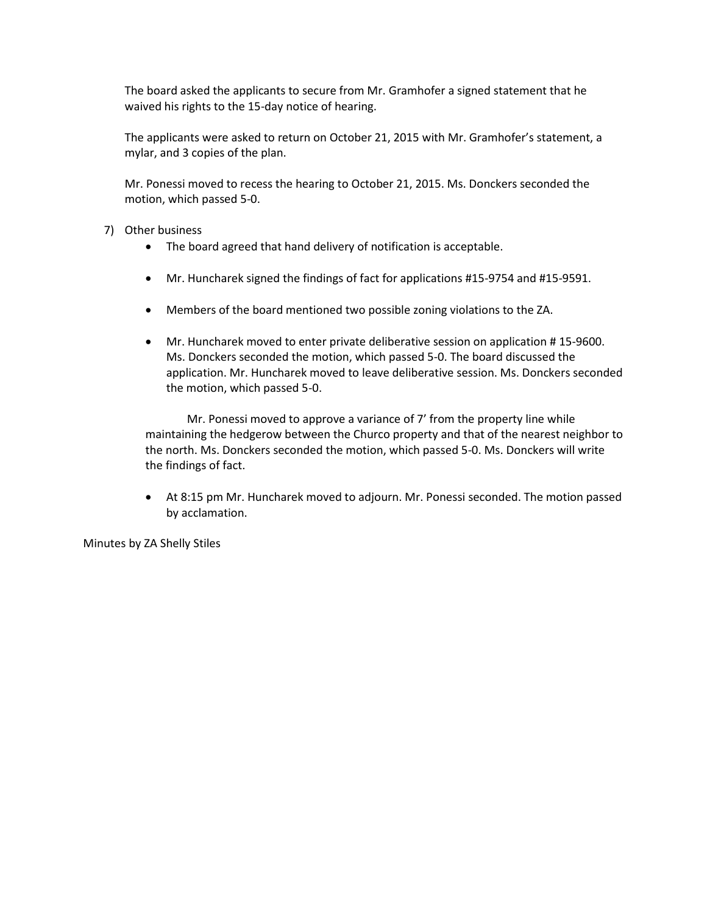The board asked the applicants to secure from Mr. Gramhofer a signed statement that he waived his rights to the 15-day notice of hearing.

The applicants were asked to return on October 21, 2015 with Mr. Gramhofer's statement, a mylar, and 3 copies of the plan.

Mr. Ponessi moved to recess the hearing to October 21, 2015. Ms. Donckers seconded the motion, which passed 5-0.

7) Other business
   - The board agreed that hand delivery of notification is acceptable.
   - Mr. Huncharek signed the findings of fact for applications #15-9754 and #15-9591.
   - Members of the board mentioned two possible zoning violations to the ZA.
   - Mr. Huncharek moved to enter private deliberative session on application # 15-9600. Ms. Donckers seconded the motion, which passed 5-0. The board discussed the application. Mr. Huncharek moved to leave deliberative session. Ms. Donckers seconded the motion, which passed 5-0.

     Mr. Ponessi moved to approve a variance of 7' from the property line while maintaining the hedgerow between the Churco property and that of the nearest neighbor to the north. Ms. Donckers seconded the motion, which passed 5-0. Ms. Donckers will write the findings of fact.

   - At 8:15 pm Mr. Huncharek moved to adjourn. Mr. Ponessi seconded. The motion passed by acclamation.

Minutes by ZA Shelly Stiles